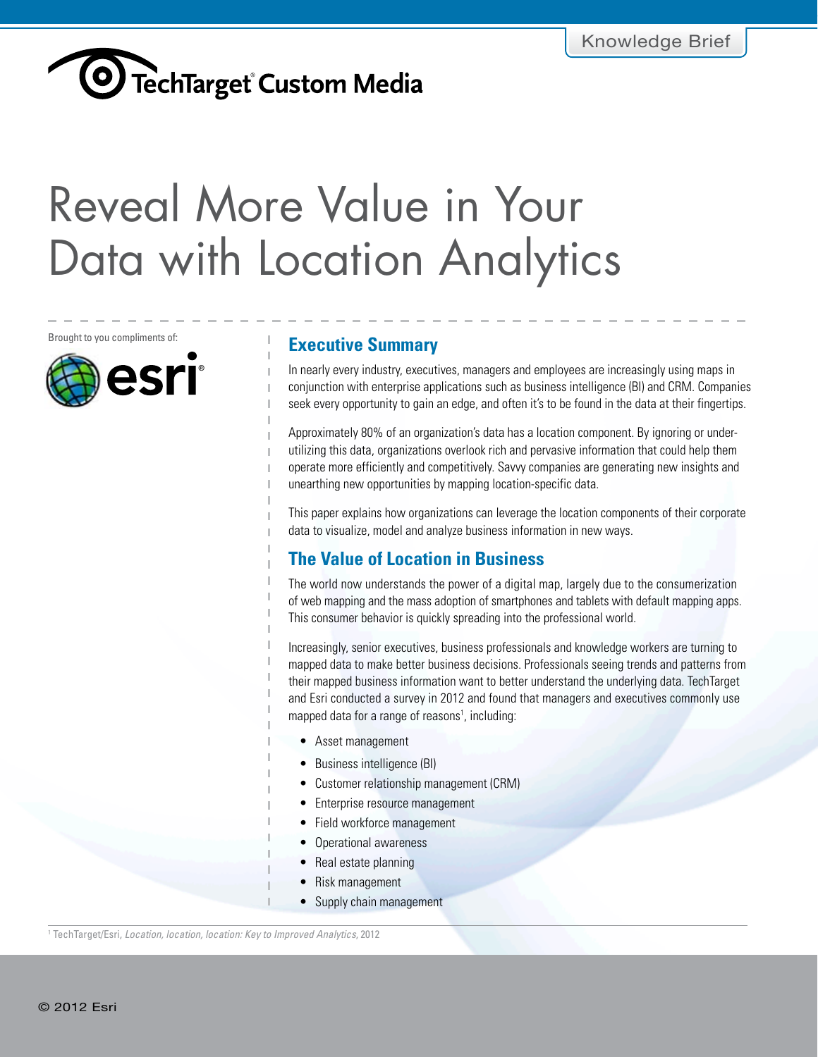Knowledge Brief

TechTarget Custom Media

# Reveal More Value in Your Data with Location Analytics

Brought to you compliments of: esri

## Executive Summary

In nearly every industry, executives, managers and employees are increasingly using maps in conjunction with enterprise applications such as business intelligence (BI) and CRM. Companies seek every opportunity to gain an edge, and often it's to be found in the data at their fingertips.

Approximately 80% of an organization's data has a location component. By ignoring or underutilizing this data, organizations overlook rich and pervasive information that could help them operate more efficiently and competitively. Savvy companies are generating new insights and unearthing new opportunities by mapping location-specific data.

This paper explains how organizations can leverage the location components of their corporate data to visualize, model and analyze business information in new ways.

## The Value of Location in Business

The world now understands the power of a digital map, largely due to the consumerization of web mapping and the mass adoption of smartphones and tablets with default mapping apps. This consumer behavior is quickly spreading into the professional world.

Increasingly, senior executives, business professionals and knowledge workers are turning to mapped data to make better business decisions. Professionals seeing trends and patterns from their mapped business information want to better understand the underlying data. TechTarget and Esri conducted a survey in 2012 and found that managers and executives commonly use mapped data for a range of reasons[1], including:

- Asset management
- Business intelligence (BI)
- Customer relationship management (CRM)
- Enterprise resource management
- Field workforce management
- Operational awareness
- Real estate planning
- Risk management
- Supply chain management

[1] TechTarget/Esri, *Location, location, location: Key to Improved Analytics*, 2012

© 2012 Esri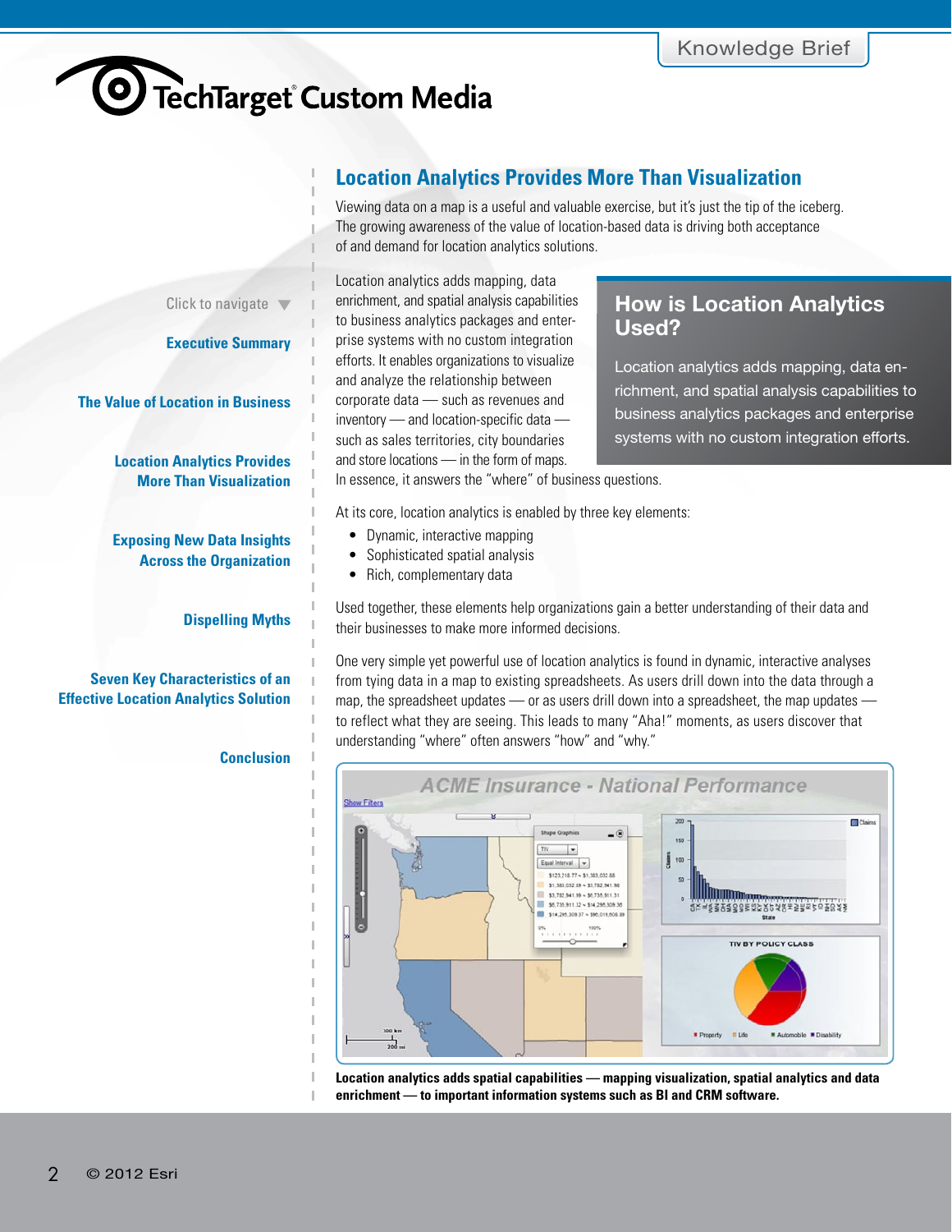## Location Analytics Provides More Than Visualization

Viewing data on a map is a useful and valuable exercise, but it's just the tip of the iceberg. The growing awareness of the value of location-based data is driving both acceptance of and demand for location analytics solutions.

Location analytics adds mapping, data enrichment, and spatial analysis capabilities to business analytics packages and enterprise systems with no custom integration efforts. It enables organizations to visualize and analyze the relationship between corporate data — such as revenues and inventory — and location-specific data — such as sales territories, city boundaries and store locations — in the form of maps. In essence, it answers the "where" of business questions.

> **How is Location Analytics Used?**
>
> Location analytics adds mapping, data enrichment, and spatial analysis capabilities to business analytics packages and enterprise systems with no custom integration efforts.

At its core, location analytics is enabled by three key elements:

- Dynamic, interactive mapping
- Sophisticated spatial analysis
- Rich, complementary data

Used together, these elements help organizations gain a better understanding of their data and their businesses to make more informed decisions.

One very simple yet powerful use of location analytics is found in dynamic, interactive analyses from tying data in a map to existing spreadsheets. As users drill down into the data through a map, the spreadsheet updates — or as users drill down into a spreadsheet, the map updates — to reflect what they are seeing. This leads to many "Aha!" moments, as users discover that understanding "where" often answers "how" and "why."

**Location analytics adds spatial capabilities — mapping visualization, spatial analytics and data enrichment — to important information systems such as BI and CRM software.**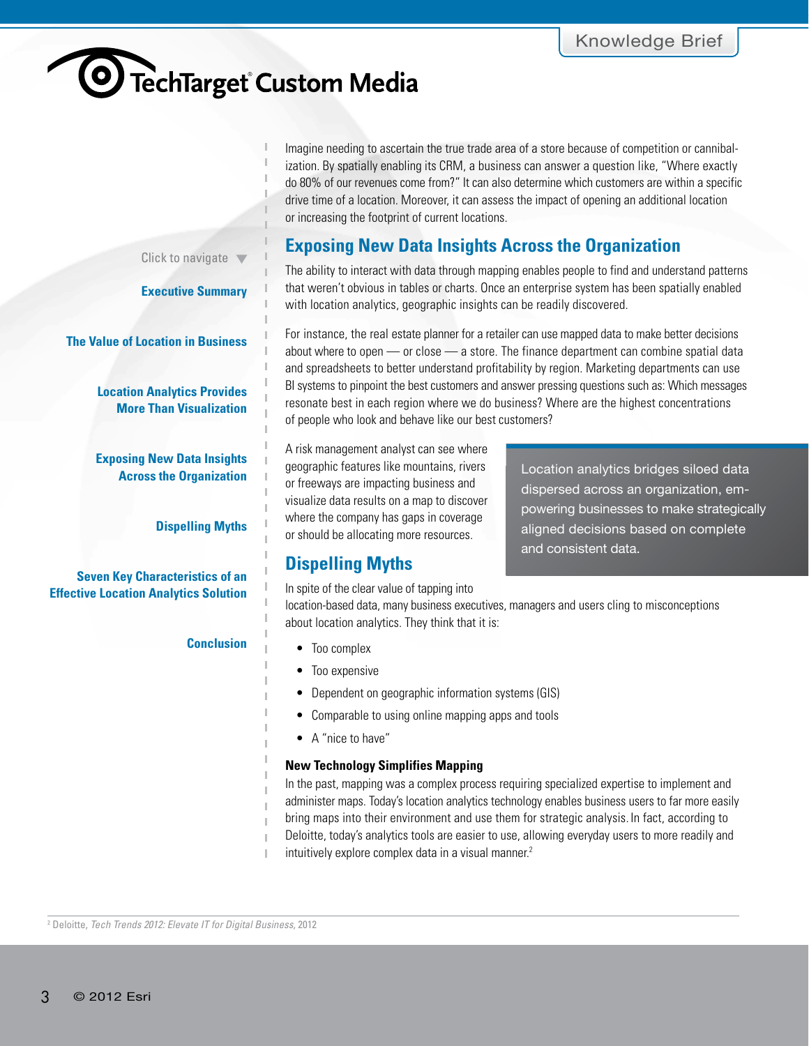Imagine needing to ascertain the true trade area of a store because of competition or cannibalization. By spatially enabling its CRM, a business can answer a question like, "Where exactly do 80% of our revenues come from?" It can also determine which customers are within a specific drive time of a location. Moreover, it can assess the impact of opening an additional location or increasing the footprint of current locations.

## Exposing New Data Insights Across the Organization

The ability to interact with data through mapping enables people to find and understand patterns that weren't obvious in tables or charts. Once an enterprise system has been spatially enabled with location analytics, geographic insights can be readily discovered.

For instance, the real estate planner for a retailer can use mapped data to make better decisions about where to open — or close — a store. The finance department can combine spatial data and spreadsheets to better understand profitability by region. Marketing departments can use BI systems to pinpoint the best customers and answer pressing questions such as: Which messages resonate best in each region where we do business? Where are the highest concentrations of people who look and behave like our best customers?

A risk management analyst can see where geographic features like mountains, rivers or freeways are impacting business and visualize data results on a map to discover where the company has gaps in coverage or should be allocating more resources.

> Location analytics bridges siloed data dispersed across an organization, empowering businesses to make strategically aligned decisions based on complete and consistent data.

## Dispelling Myths

In spite of the clear value of tapping into location-based data, many business executives, managers and users cling to misconceptions about location analytics. They think that it is:

- Too complex
- Too expensive
- Dependent on geographic information systems (GIS)
- Comparable to using online mapping apps and tools
- A "nice to have"

### New Technology Simplifies Mapping

In the past, mapping was a complex process requiring specialized expertise to implement and administer maps. Today's location analytics technology enables business users to far more easily bring maps into their environment and use them for strategic analysis. In fact, according to Deloitte, today's analytics tools are easier to use, allowing everyday users to more readily and intuitively explore complex data in a visual manner.[2]

---

[2] Deloitte, *Tech Trends 2012: Elevate IT for Digital Business*, 2012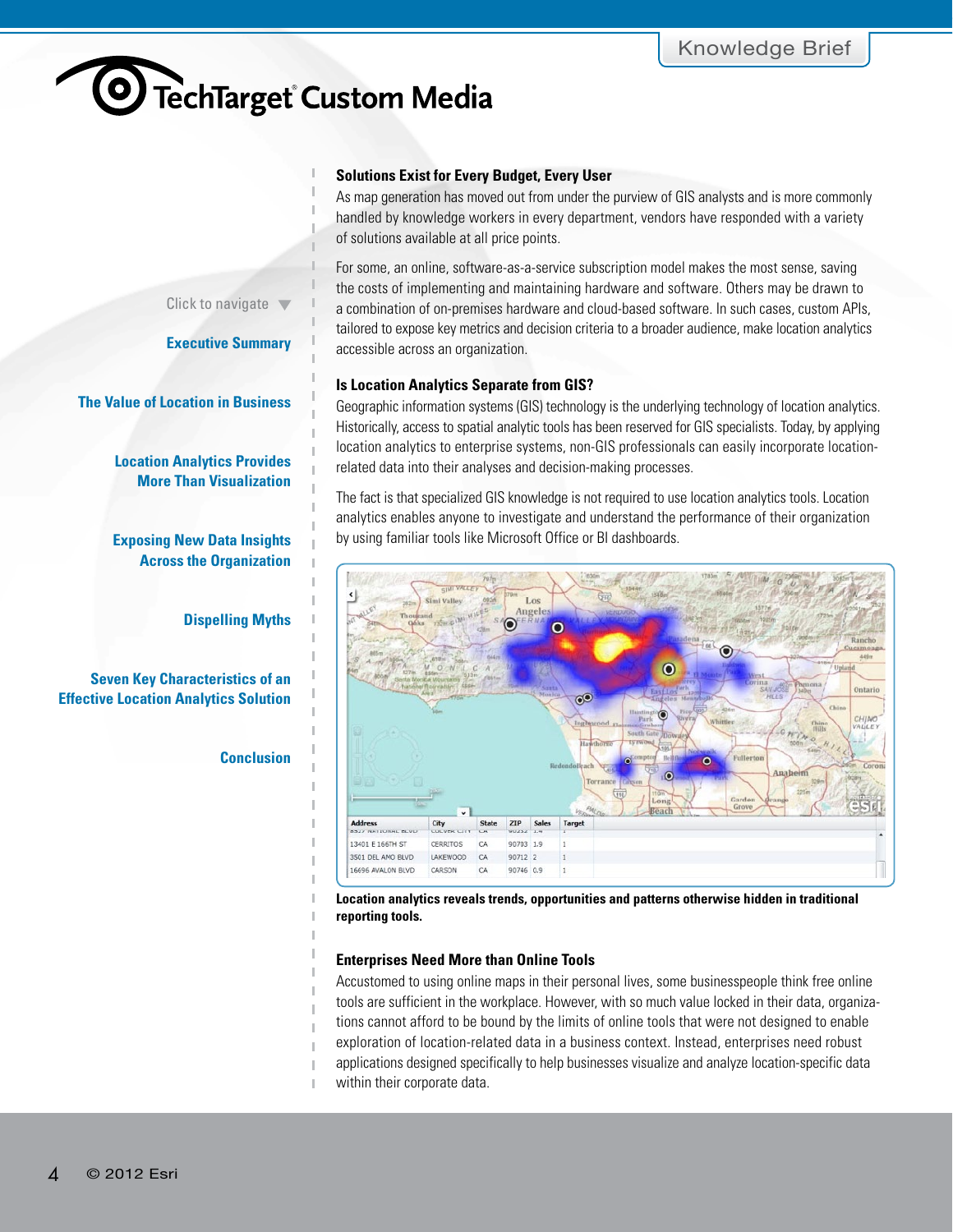Click to navigate

Executive Summary

The Value of Location in Business

Location Analytics Provides More Than Visualization

Exposing New Data Insights Across the Organization

Dispelling Myths

Seven Key Characteristics of an Effective Location Analytics Solution

Conclusion

### Solutions Exist for Every Budget, Every User

As map generation has moved out from under the purview of GIS analysts and is more commonly handled by knowledge workers in every department, vendors have responded with a variety of solutions available at all price points.

For some, an online, software-as-a-service subscription model makes the most sense, saving the costs of implementing and maintaining hardware and software. Others may be drawn to a combination of on-premises hardware and cloud-based software. In such cases, custom APIs, tailored to expose key metrics and decision criteria to a broader audience, make location analytics accessible across an organization.

### Is Location Analytics Separate from GIS?

Geographic information systems (GIS) technology is the underlying technology of location analytics. Historically, access to spatial analytic tools has been reserved for GIS specialists. Today, by applying location analytics to enterprise systems, non-GIS professionals can easily incorporate location-related data into their analyses and decision-making processes.

The fact is that specialized GIS knowledge is not required to use location analytics tools. Location analytics enables anyone to investigate and understand the performance of their organization by using familiar tools like Microsoft Office or BI dashboards.

**Location analytics reveals trends, opportunities and patterns otherwise hidden in traditional reporting tools.**

### Enterprises Need More than Online Tools

Accustomed to using online maps in their personal lives, some businesspeople think free online tools are sufficient in the workplace. However, with so much value locked in their data, organizations cannot afford to be bound by the limits of online tools that were not designed to enable exploration of location-related data in a business context. Instead, enterprises need robust applications designed specifically to help businesses visualize and analyze location-specific data within their corporate data.

© 2012 Esri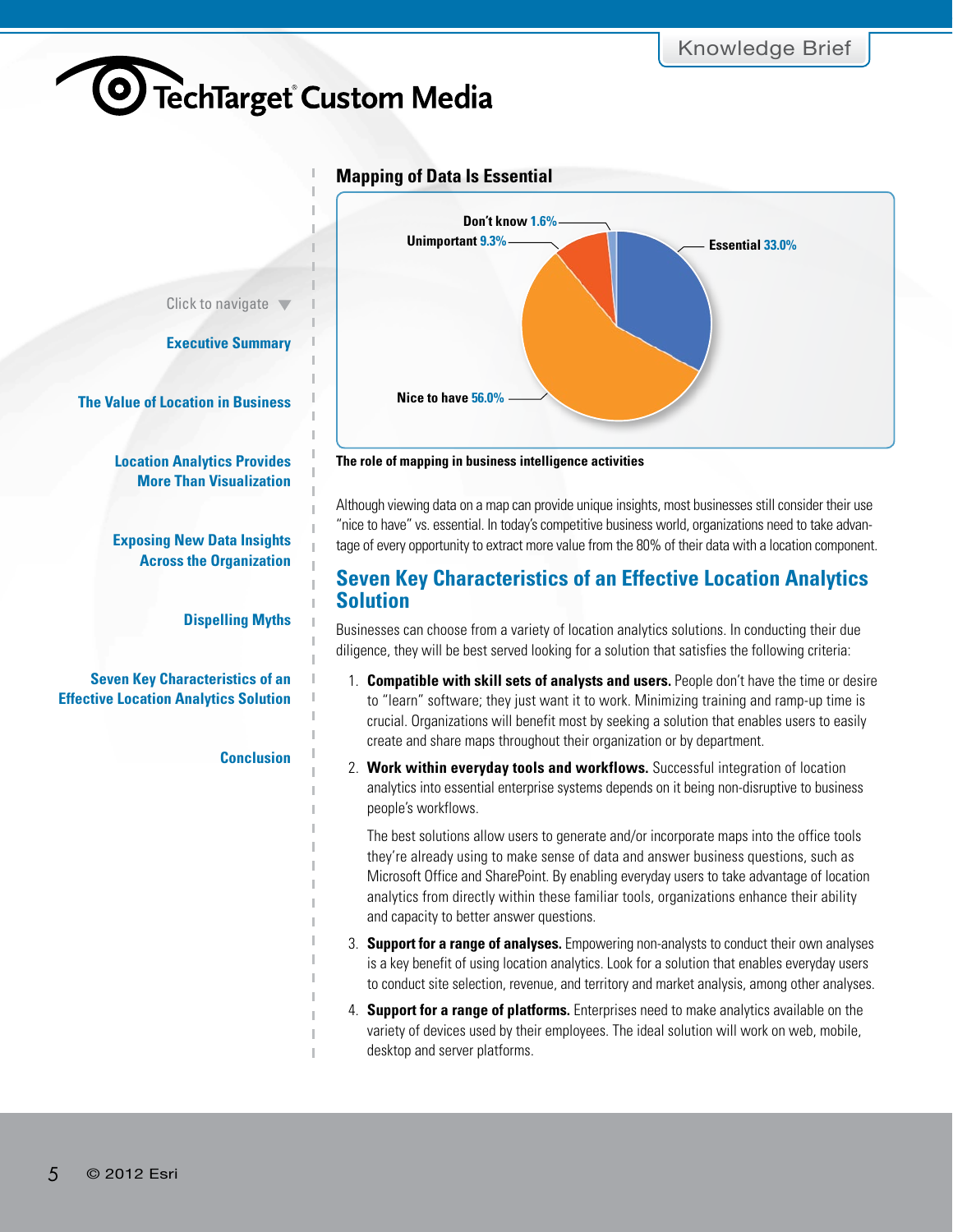**Mapping of Data Is Essential**

Don't know 1.6%
Unimportant 9.3%
Essential 33.0%
Nice to have 56.0%

**The role of mapping in business intelligence activities**

Although viewing data on a map can provide unique insights, most businesses still consider their use "nice to have" vs. essential. In today's competitive business world, organizations need to take advantage of every opportunity to extract more value from the 80% of their data with a location component.

## Seven Key Characteristics of an Effective Location Analytics Solution

Businesses can choose from a variety of location analytics solutions. In conducting their due diligence, they will be best served looking for a solution that satisfies the following criteria:

1. **Compatible with skill sets of analysts and users.** People don't have the time or desire to "learn" software; they just want it to work. Minimizing training and ramp-up time is crucial. Organizations will benefit most by seeking a solution that enables users to easily create and share maps throughout their organization or by department.

2. **Work within everyday tools and workflows.** Successful integration of location analytics into essential enterprise systems depends on it being non-disruptive to business people's workflows.

   The best solutions allow users to generate and/or incorporate maps into the office tools they're already using to make sense of data and answer business questions, such as Microsoft Office and SharePoint. By enabling everyday users to take advantage of location analytics from directly within these familiar tools, organizations enhance their ability and capacity to better answer questions.

3. **Support for a range of analyses.** Empowering non-analysts to conduct their own analyses is a key benefit of using location analytics. Look for a solution that enables everyday users to conduct site selection, revenue, and territory and market analysis, among other analyses.

4. **Support for a range of platforms.** Enterprises need to make analytics available on the variety of devices used by their employees. The ideal solution will work on web, mobile, desktop and server platforms.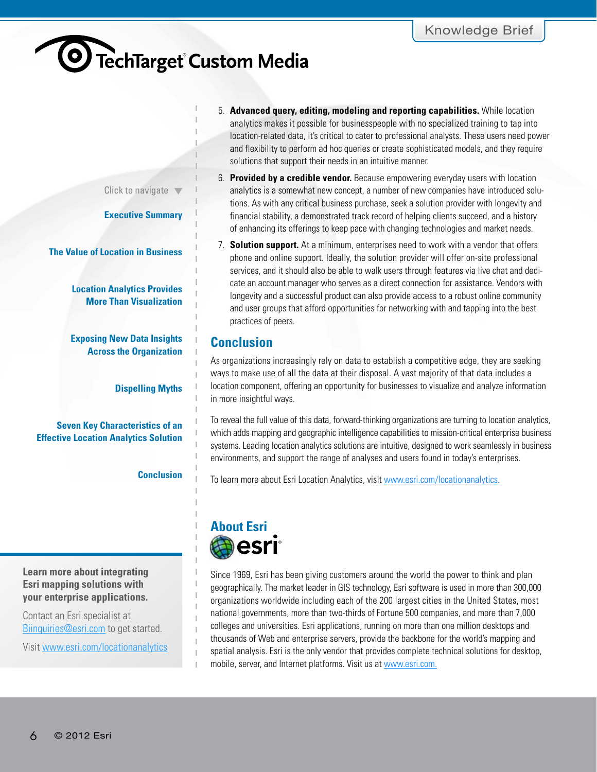5. **Advanced query, editing, modeling and reporting capabilities.** While location analytics makes it possible for businesspeople with no specialized training to tap into location-related data, it's critical to cater to professional analysts. These users need power and flexibility to perform ad hoc queries or create sophisticated models, and they require solutions that support their needs in an intuitive manner.
6. **Provided by a credible vendor.** Because empowering everyday users with location analytics is a somewhat new concept, a number of new companies have introduced solutions. As with any critical business purchase, seek a solution provider with longevity and financial stability, a demonstrated track record of helping clients succeed, and a history of enhancing its offerings to keep pace with changing technologies and market needs.
7. **Solution support.** At a minimum, enterprises need to work with a vendor that offers phone and online support. Ideally, the solution provider will offer on-site professional services, and it should also be able to walk users through features via live chat and dedicate an account manager who serves as a direct connection for assistance. Vendors with longevity and a successful product can also provide access to a robust online community and user groups that afford opportunities for networking with and tapping into the best practices of peers.

## Conclusion

As organizations increasingly rely on data to establish a competitive edge, they are seeking ways to make use of all the data at their disposal. A vast majority of that data includes a location component, offering an opportunity for businesses to visualize and analyze information in more insightful ways.

To reveal the full value of this data, forward-thinking organizations are turning to location analytics, which adds mapping and geographic intelligence capabilities to mission-critical enterprise business systems. Leading location analytics solutions are intuitive, designed to work seamlessly in business environments, and support the range of analyses and users found in today's enterprises.

To learn more about Esri Location Analytics, visit www.esri.com/locationanalytics.

## About Esri

Since 1969, Esri has been giving customers around the world the power to think and plan geographically. The market leader in GIS technology, Esri software is used in more than 300,000 organizations worldwide including each of the 200 largest cities in the United States, most national governments, more than two-thirds of Fortune 500 companies, and more than 7,000 colleges and universities. Esri applications, running on more than one million desktops and thousands of Web and enterprise servers, provide the backbone for the world's mapping and spatial analysis. Esri is the only vendor that provides complete technical solutions for desktop, mobile, server, and Internet platforms. Visit us at www.esri.com.

**Learn more about integrating Esri mapping solutions with your enterprise applications.**

Contact an Esri specialist at Biinquiries@esri.com to get started.

Visit www.esri.com/locationanalytics

© 2012 Esri